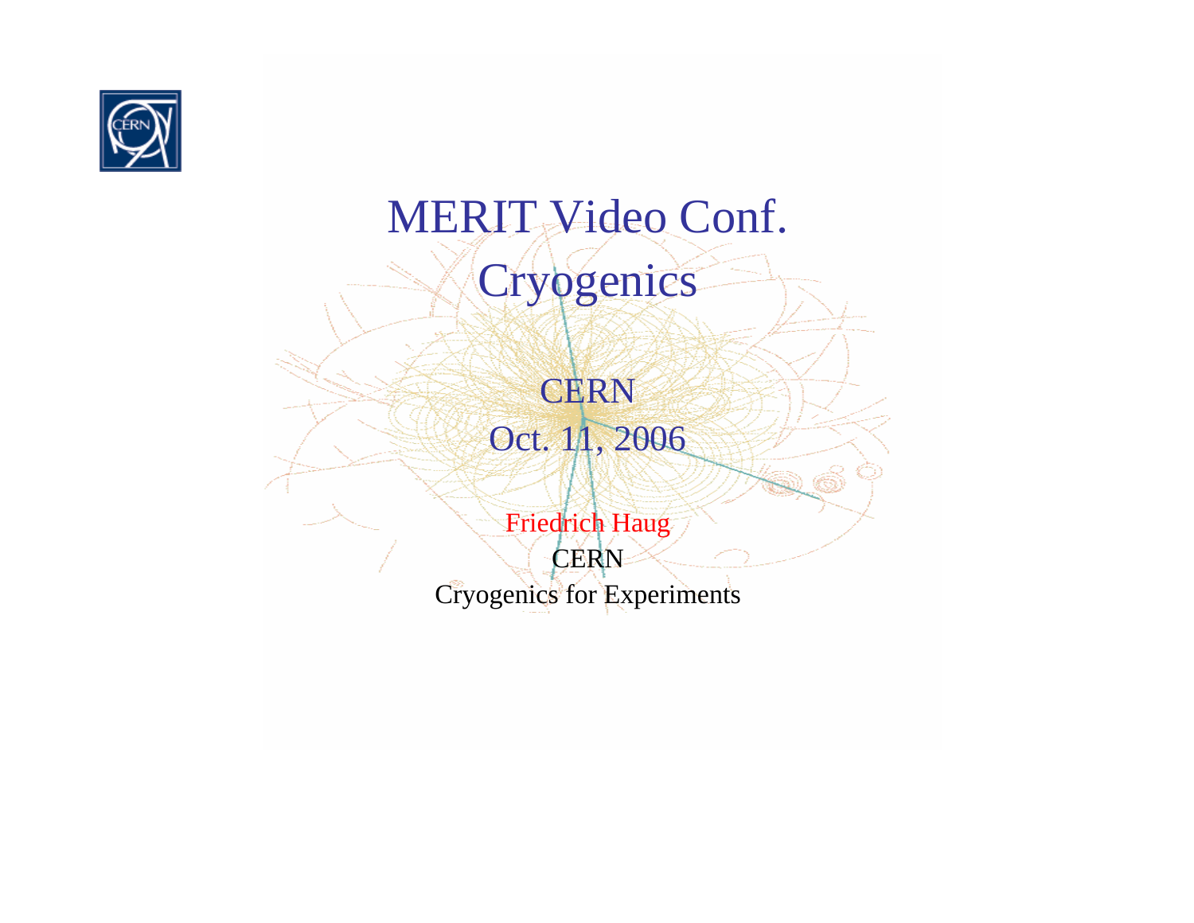# MERIT Video Conf.

# Cryogenics

CERN

Oct. 11, 2006

Friedrich Haug

CERN

Cryogenics for Experiments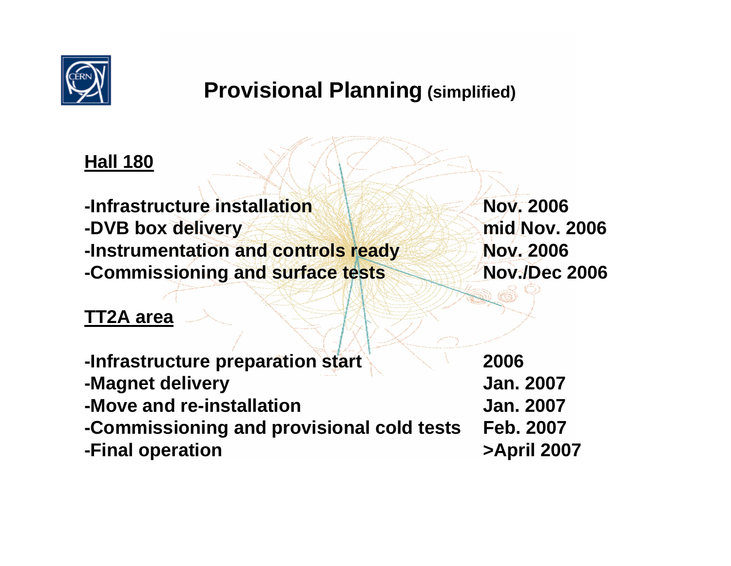# Provisional Planning (simplified)

**Hall 180**

| | |
|---|---|
| **-Infrastructure installation** | **Nov. 2006** |
| **-DVB box delivery** | **mid Nov. 2006** |
| **-Instrumentation and controls ready** | **Nov. 2006** |
| **-Commissioning and surface tests** | **Nov./Dec 2006** |

**TT2A area**

| | |
|---|---|
| **-Infrastructure preparation start** | **2006** |
| **-Magnet delivery** | **Jan. 2007** |
| **-Move and re-installation** | **Jan. 2007** |
| **-Commissioning and provisional cold tests** | **Feb. 2007** |
| **-Final operation** | **>April 2007** |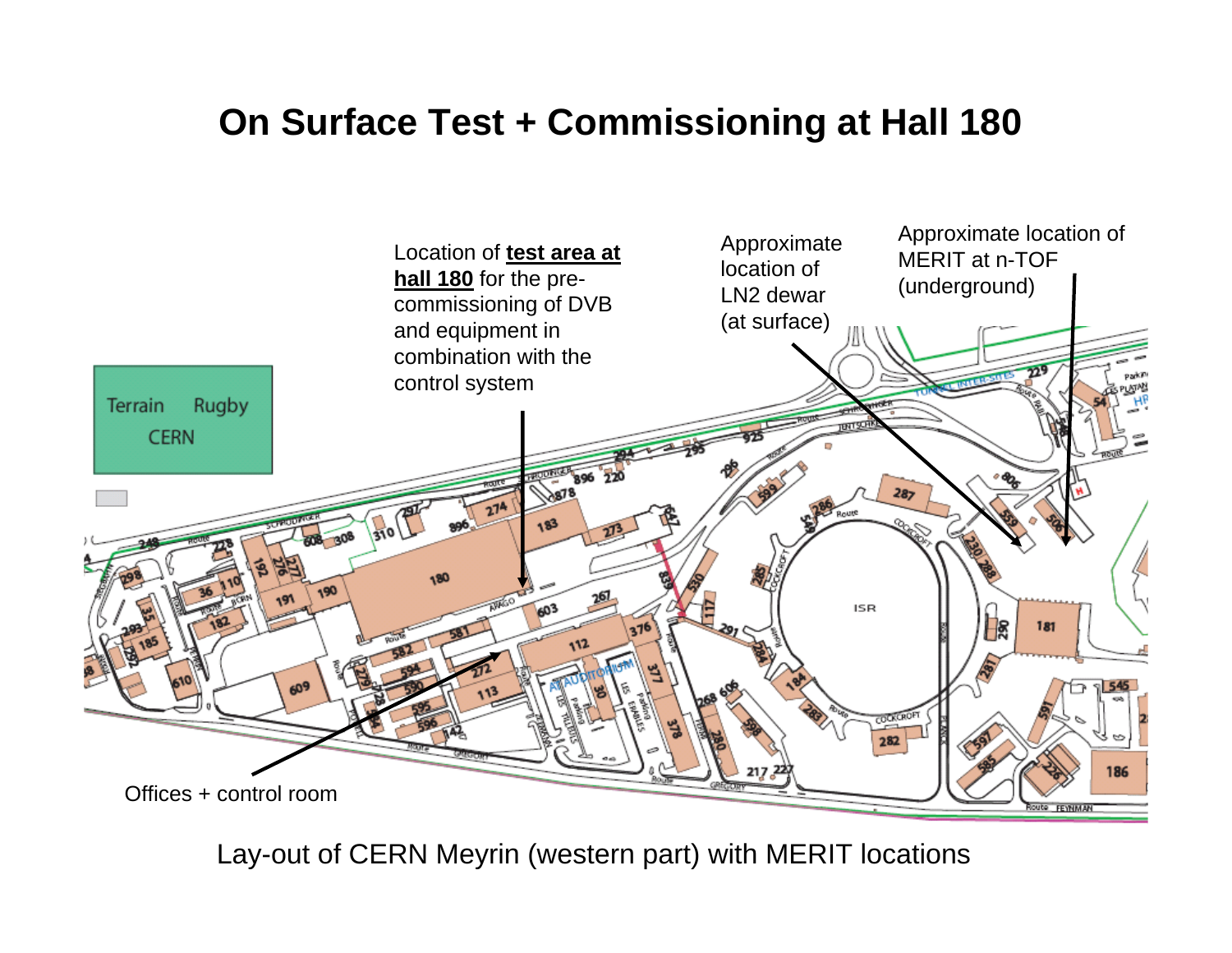# On Surface Test + Commissioning at Hall 180

Location of **test area at hall 180** for the pre-commissioning of DVB and equipment in combination with the control system

Approximate location of LN2 dewar (at surface)

Approximate location of MERIT at n-TOF (underground)

Offices + control room

Lay-out of CERN Meyrin (western part) with MERIT locations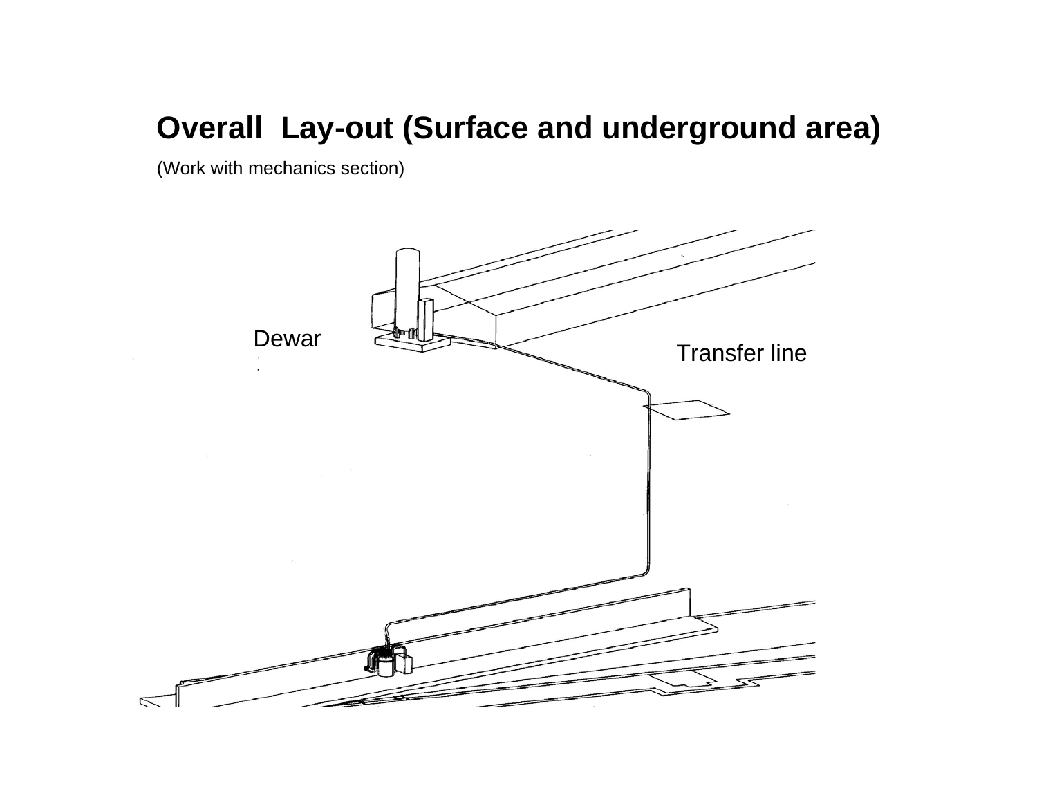# Overall Lay-out (Surface and underground area)

(Work with mechanics section)

Dewar

Transfer line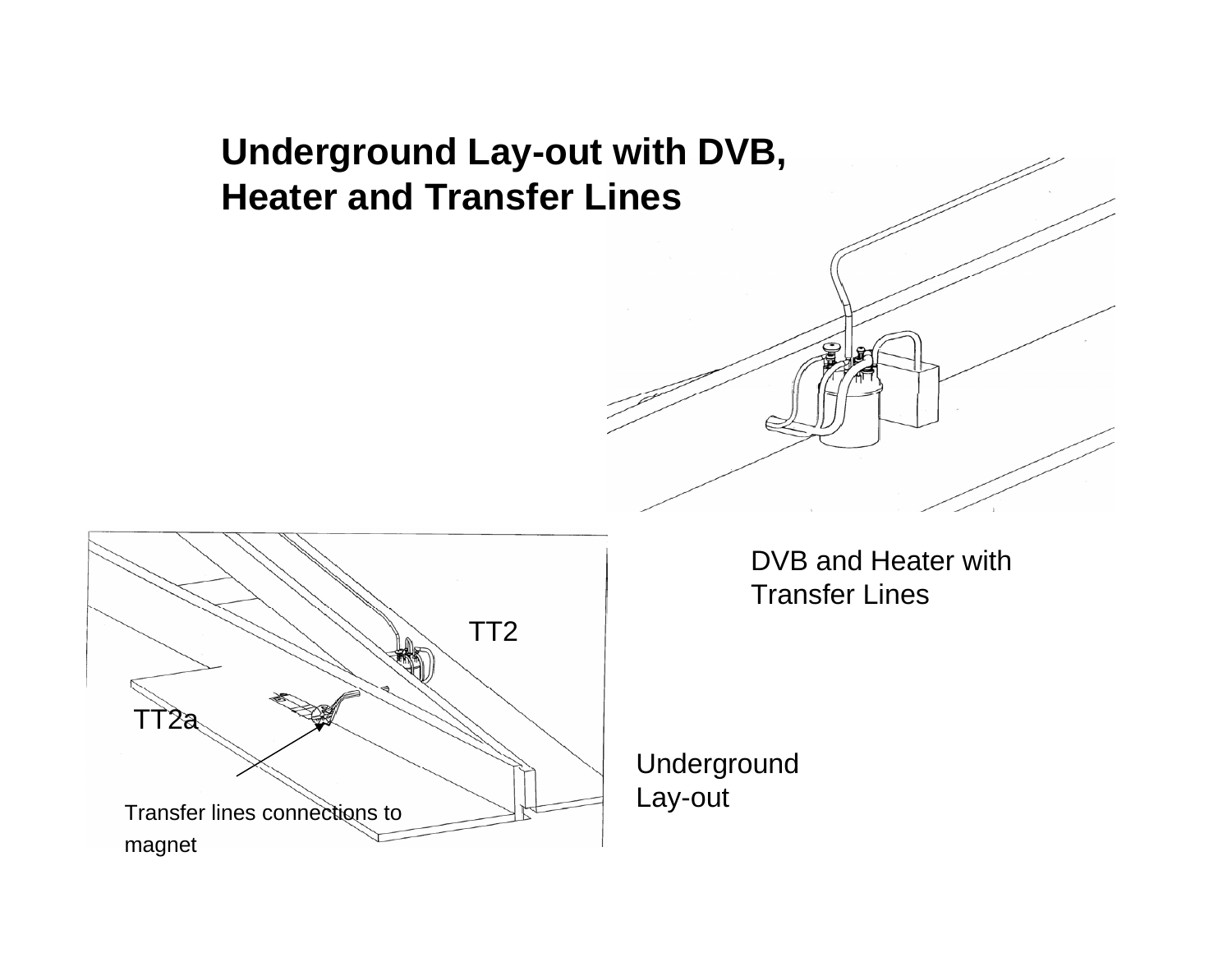# Underground Lay-out with DVB, Heater and Transfer Lines

DVB and Heater with Transfer Lines

TT2

TT2a

Transfer lines connections to magnet

Underground Lay-out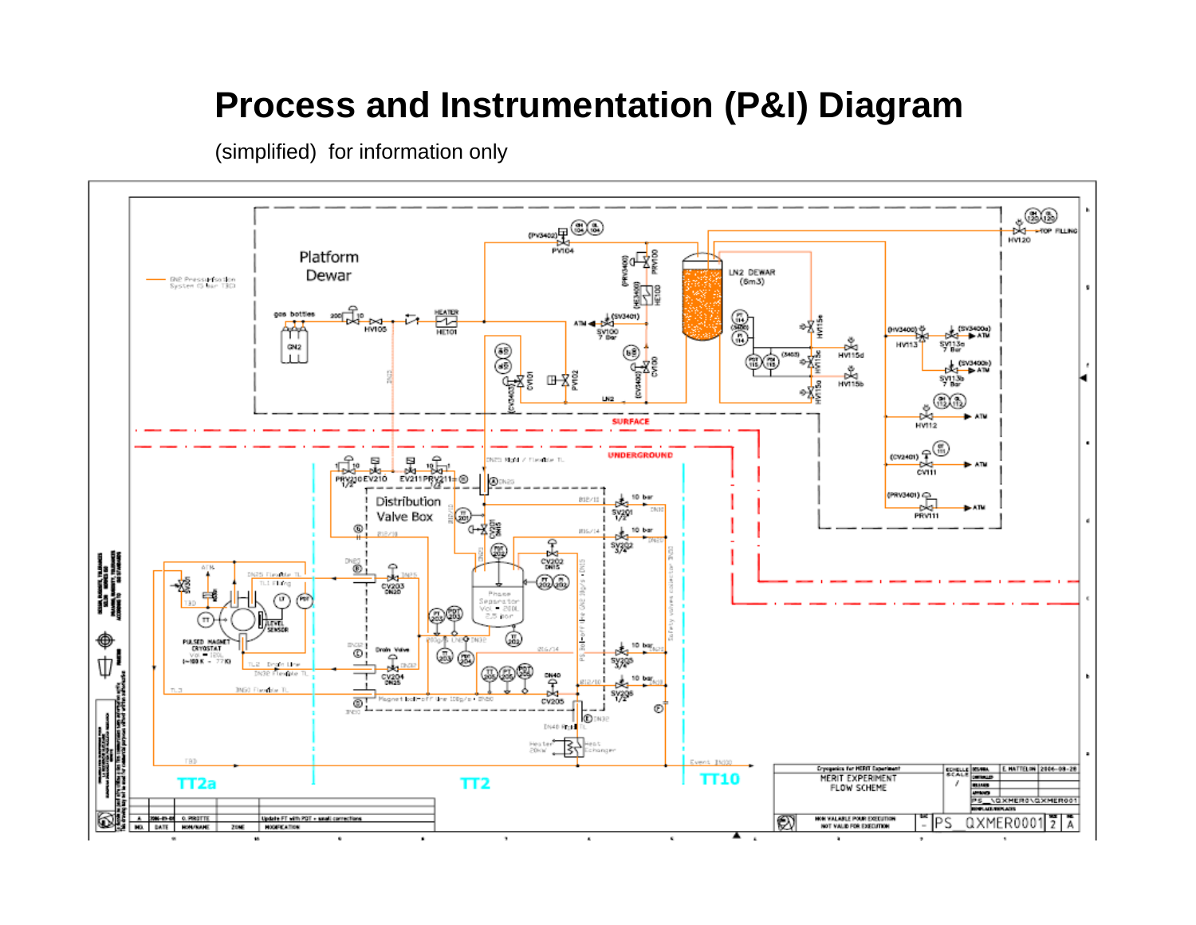# Process and Instrumentation (P&I) Diagram

(simplified) for information only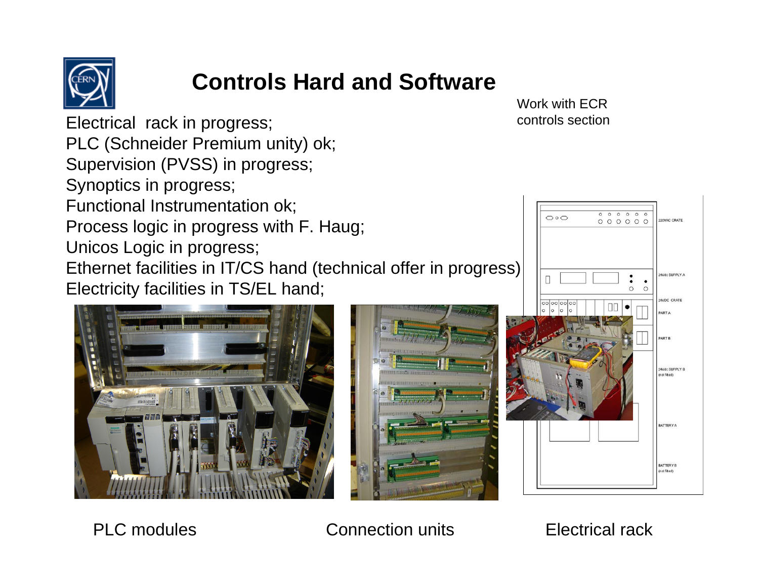# Controls Hard and Software

Work with ECR controls section

Electrical rack in progress;
PLC (Schneider Premium unity) ok;
Supervision (PVSS) in progress;
Synoptics in progress;
Functional Instrumentation ok;
Process logic in progress with F. Haug;
Unicos Logic in progress;
Ethernet facilities in IT/CS hand (technical offer in progress)
Electricity facilities in TS/EL hand;

PLC modules

Connection units

Electrical rack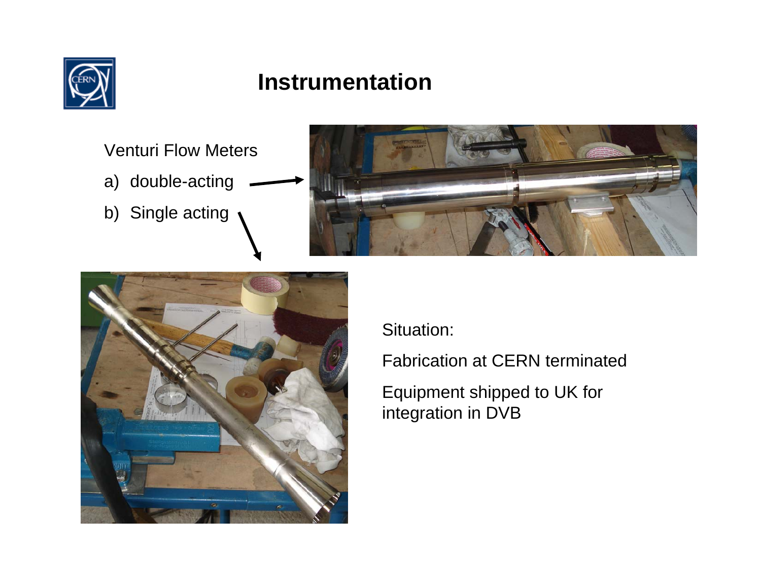# Instrumentation

Venturi Flow Meters

a) double-acting

b) Single acting

Situation:

Fabrication at CERN terminated

Equipment shipped to UK for integration in DVB